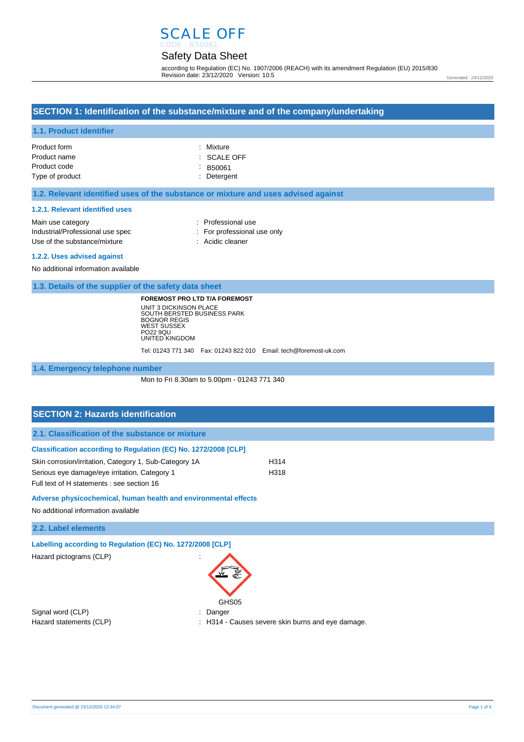# SCALE OFF

CODE : B50061

## Safety Data Sheet

according to Regulation (EC) No. 1907/2006 (REACH) with its amendment Regulation (EU) 2015/830
Revision date: 23/12/2020 Version: 10.5

Generated : 23/12/2020

## SECTION 1: Identification of the substance/mixture and of the company/undertaking

### 1.1. Product identifier

| | |
|---|---|
| Product form | : Mixture |
| Product name | : SCALE OFF |
| Product code | : B50061 |
| Type of product | : Detergent |

### 1.2. Relevant identified uses of the substance or mixture and uses advised against

#### 1.2.1. Relevant identified uses

| | |
|---|---|
| Main use category | : Professional use |
| Industrial/Professional use spec | : For professional use only |
| Use of the substance/mixture | : Acidic cleaner |

#### 1.2.2. Uses advised against

No additional information available

### 1.3. Details of the supplier of the safety data sheet

**FOREMOST PRO LTD T/A FOREMOST**
UNIT 3 DICKINSON PLACE
SOUTH BERSTED BUSINESS PARK
BOGNOR REGIS
WEST SUSSEX
PO22 9QU
UNITED KINGDOM

Tel: 01243 771 340 Fax: 01243 822 010 Email: tech@foremost-uk.com

### 1.4. Emergency telephone number

Mon to Fri 8.30am to 5.00pm - 01243 771 340

## SECTION 2: Hazards identification

### 2.1. Classification of the substance or mixture

#### Classification according to Regulation (EC) No. 1272/2008 [CLP]

| | |
|---|---|
| Skin corrosion/irritation, Category 1, Sub-Category 1A | H314 |
| Serious eye damage/eye irritation, Category 1 | H318 |

Full text of H statements : see section 16

#### Adverse physicochemical, human health and environmental effects

No additional information available

### 2.2. Label elements

#### Labelling according to Regulation (EC) No. 1272/2008 [CLP]

Hazard pictograms (CLP) :

GHS05

| | |
|---|---|
| Signal word (CLP) | : Danger |
| Hazard statements (CLP) | : H314 - Causes severe skin burns and eye damage. |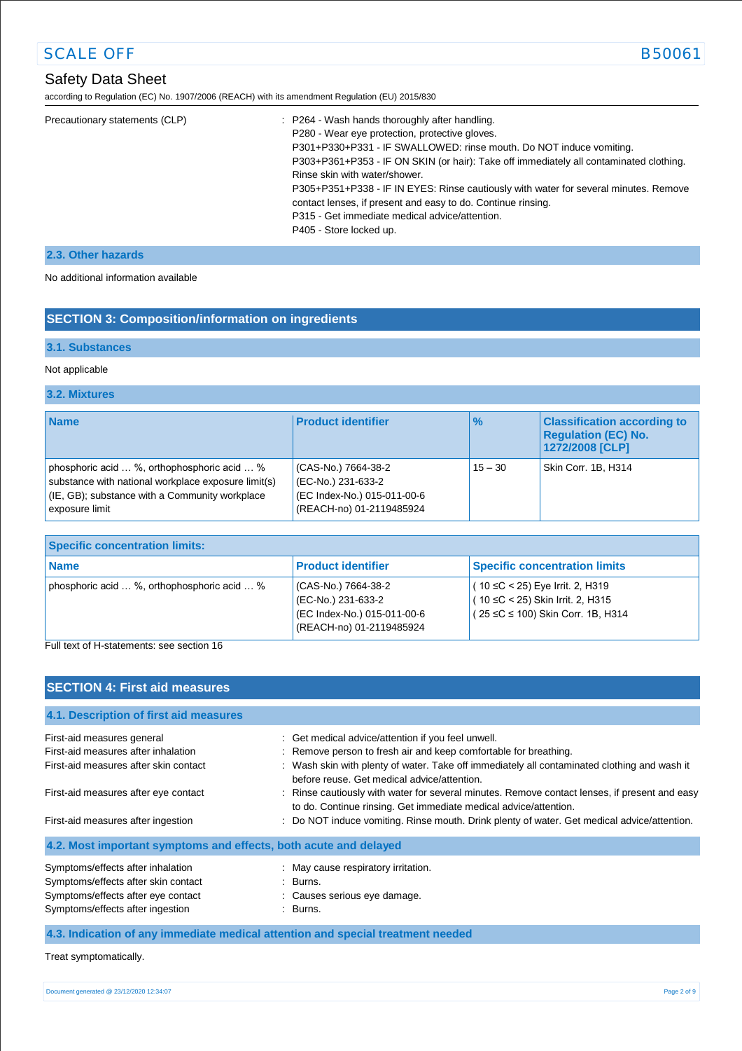Precautionary statements (CLP) : P264 - Wash hands thoroughly after handling.
P280 - Wear eye protection, protective gloves.
P301+P330+P331 - IF SWALLOWED: rinse mouth. Do NOT induce vomiting.
P303+P361+P353 - IF ON SKIN (or hair): Take off immediately all contaminated clothing. Rinse skin with water/shower.
P305+P351+P338 - IF IN EYES: Rinse cautiously with water for several minutes. Remove contact lenses, if present and easy to do. Continue rinsing.
P315 - Get immediate medical advice/attention.
P405 - Store locked up.

### 2.3. Other hazards

No additional information available

## SECTION 3: Composition/information on ingredients

### 3.1. Substances

Not applicable

### 3.2. Mixtures

| Name | Product identifier | % | Classification according to Regulation (EC) No. 1272/2008 [CLP] |
|---|---|---|---|
| phosphoric acid … %, orthophosphoric acid … % substance with national workplace exposure limit(s) (IE, GB); substance with a Community workplace exposure limit | (CAS-No.) 7664-38-2<br>(EC-No.) 231-633-2<br>(EC Index-No.) 015-011-00-6<br>(REACH-no) 01-2119485924 | 15 – 30 | Skin Corr. 1B, H314 |

| Specific concentration limits: | | |
|---|---|---|
| **Name** | **Product identifier** | **Specific concentration limits** |
| phosphoric acid … %, orthophosphoric acid … % | (CAS-No.) 7664-38-2<br>(EC-No.) 231-633-2<br>(EC Index-No.) 015-011-00-6<br>(REACH-no) 01-2119485924 | ( 10 ≤C < 25) Eye Irrit. 2, H319<br>( 10 ≤C < 25) Skin Irrit. 2, H315<br>( 25 ≤C ≤ 100) Skin Corr. 1B, H314 |

Full text of H-statements: see section 16

## SECTION 4: First aid measures

### 4.1. Description of first aid measures

First-aid measures general : Get medical advice/attention if you feel unwell.
First-aid measures after inhalation : Remove person to fresh air and keep comfortable for breathing.
First-aid measures after skin contact : Wash skin with plenty of water. Take off immediately all contaminated clothing and wash it before reuse. Get medical advice/attention.
First-aid measures after eye contact : Rinse cautiously with water for several minutes. Remove contact lenses, if present and easy to do. Continue rinsing. Get immediate medical advice/attention.
First-aid measures after ingestion : Do NOT induce vomiting. Rinse mouth. Drink plenty of water. Get medical advice/attention.

### 4.2. Most important symptoms and effects, both acute and delayed

Symptoms/effects after inhalation : May cause respiratory irritation.
Symptoms/effects after skin contact : Burns.
Symptoms/effects after eye contact : Causes serious eye damage.
Symptoms/effects after ingestion : Burns.

### 4.3. Indication of any immediate medical attention and special treatment needed

Treat symptomatically.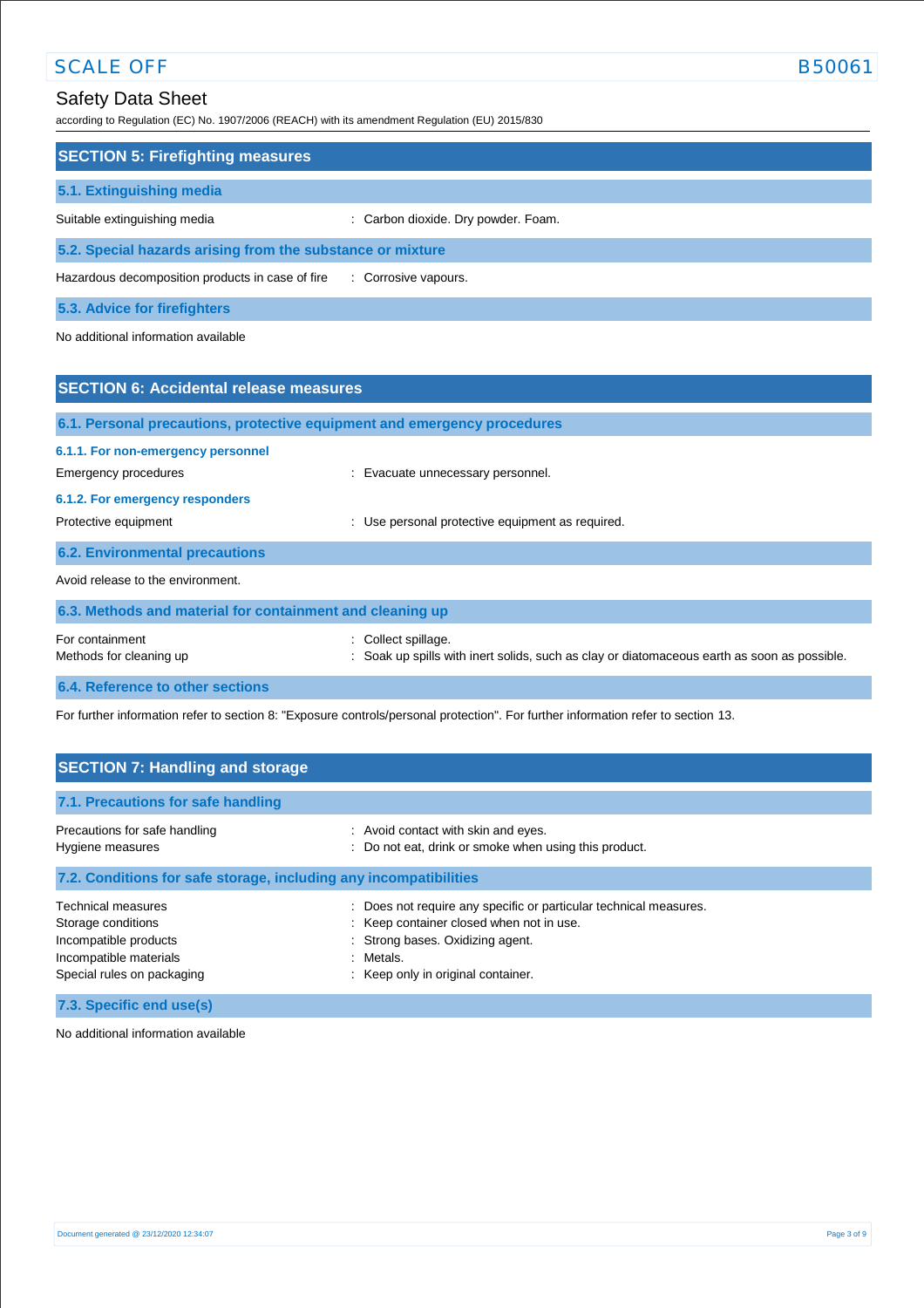## SECTION 5: Firefighting measures

### 5.1. Extinguishing media

| | |
|---|---|
| Suitable extinguishing media | : Carbon dioxide. Dry powder. Foam. |

### 5.2. Special hazards arising from the substance or mixture

| | |
|---|---|
| Hazardous decomposition products in case of fire | : Corrosive vapours. |

### 5.3. Advice for firefighters

No additional information available

## SECTION 6: Accidental release measures

### 6.1. Personal precautions, protective equipment and emergency procedures

#### 6.1.1. For non-emergency personnel

| | |
|---|---|
| Emergency procedures | : Evacuate unnecessary personnel. |

#### 6.1.2. For emergency responders

| | |
|---|---|
| Protective equipment | : Use personal protective equipment as required. |

### 6.2. Environmental precautions

Avoid release to the environment.

### 6.3. Methods and material for containment and cleaning up

| | |
|---|---|
| For containment | : Collect spillage. |
| Methods for cleaning up | : Soak up spills with inert solids, such as clay or diatomaceous earth as soon as possible. |

### 6.4. Reference to other sections

For further information refer to section 8: "Exposure controls/personal protection". For further information refer to section 13.

## SECTION 7: Handling and storage

### 7.1. Precautions for safe handling

| | |
|---|---|
| Precautions for safe handling | : Avoid contact with skin and eyes. |
| Hygiene measures | : Do not eat, drink or smoke when using this product. |

### 7.2. Conditions for safe storage, including any incompatibilities

| | |
|---|---|
| Technical measures | : Does not require any specific or particular technical measures. |
| Storage conditions | : Keep container closed when not in use. |
| Incompatible products | : Strong bases. Oxidizing agent. |
| Incompatible materials | : Metals. |
| Special rules on packaging | : Keep only in original container. |

### 7.3. Specific end use(s)

No additional information available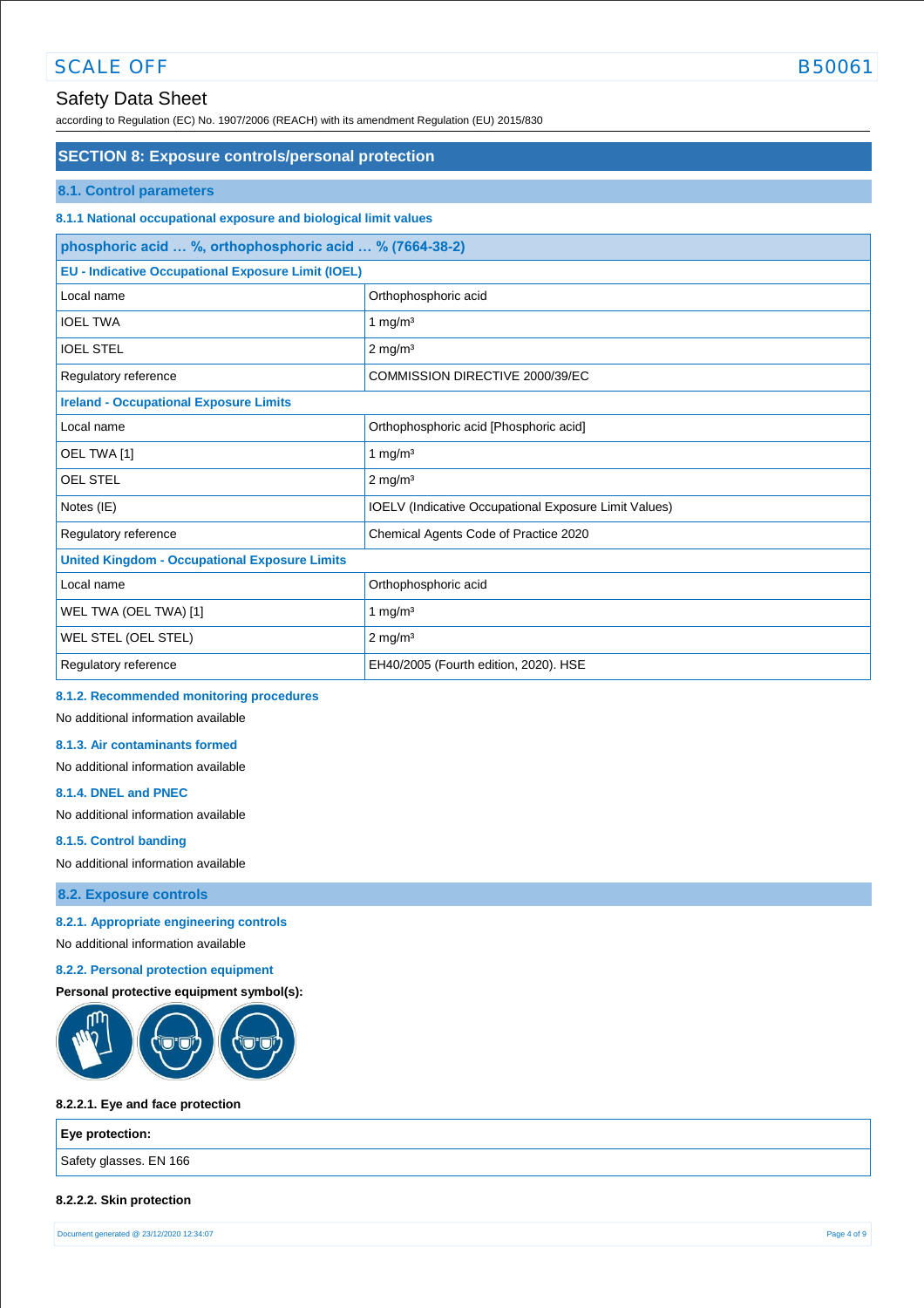## SECTION 8: Exposure controls/personal protection

### 8.1. Control parameters

#### 8.1.1 National occupational exposure and biological limit values

| phosphoric acid … %, orthophosphoric acid … % (7664-38-2) | |
|---|---|
| **EU - Indicative Occupational Exposure Limit (IOEL)** | |
| Local name | Orthophosphoric acid |
| IOEL TWA | 1 mg/m³ |
| IOEL STEL | 2 mg/m³ |
| Regulatory reference | COMMISSION DIRECTIVE 2000/39/EC |
| **Ireland - Occupational Exposure Limits** | |
| Local name | Orthophosphoric acid [Phosphoric acid] |
| OEL TWA [1] | 1 mg/m³ |
| OEL STEL | 2 mg/m³ |
| Notes (IE) | IOELV (Indicative Occupational Exposure Limit Values) |
| Regulatory reference | Chemical Agents Code of Practice 2020 |
| **United Kingdom - Occupational Exposure Limits** | |
| Local name | Orthophosphoric acid |
| WEL TWA (OEL TWA) [1] | 1 mg/m³ |
| WEL STEL (OEL STEL) | 2 mg/m³ |
| Regulatory reference | EH40/2005 (Fourth edition, 2020). HSE |

#### 8.1.2. Recommended monitoring procedures

No additional information available

#### 8.1.3. Air contaminants formed

No additional information available

#### 8.1.4. DNEL and PNEC

No additional information available

#### 8.1.5. Control banding

No additional information available

### 8.2. Exposure controls

#### 8.2.1. Appropriate engineering controls

No additional information available

#### 8.2.2. Personal protection equipment

**Personal protective equipment symbol(s):**

**8.2.2.1. Eye and face protection**

| Eye protection: |
|---|
| Safety glasses. EN 166 |

**8.2.2.2. Skin protection**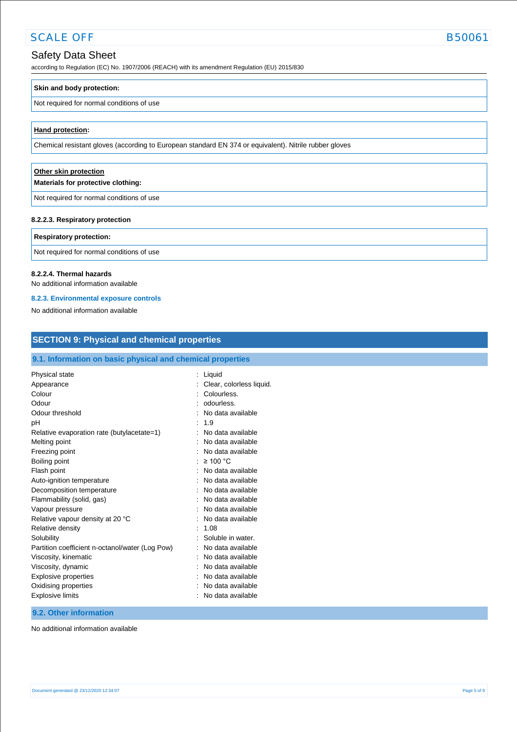| **Skin and body protection:** |
|---|
| Not required for normal conditions of use |

| **Hand protection:** |
|---|
| Chemical resistant gloves (according to European standard EN 374 or equivalent). Nitrile rubber gloves |

| **Other skin protection**<br>**Materials for protective clothing:** |
|---|
| Not required for normal conditions of use |

#### 8.2.2.3. Respiratory protection

| **Respiratory protection:** |
|---|
| Not required for normal conditions of use |

#### 8.2.2.4. Thermal hazards

No additional information available

### 8.2.3. Environmental exposure controls

No additional information available

## SECTION 9: Physical and chemical properties

### 9.1. Information on basic physical and chemical properties

| | |
|---|---|
| Physical state | : Liquid |
| Appearance | : Clear, colorless liquid. |
| Colour | : Colourless. |
| Odour | : odourless. |
| Odour threshold | : No data available |
| pH | : 1.9 |
| Relative evaporation rate (butylacetate=1) | : No data available |
| Melting point | : No data available |
| Freezing point | : No data available |
| Boiling point | : ≥ 100 °C |
| Flash point | : No data available |
| Auto-ignition temperature | : No data available |
| Decomposition temperature | : No data available |
| Flammability (solid, gas) | : No data available |
| Vapour pressure | : No data available |
| Relative vapour density at 20 °C | : No data available |
| Relative density | : 1.08 |
| Solubility | : Soluble in water. |
| Partition coefficient n-octanol/water (Log Pow) | : No data available |
| Viscosity, kinematic | : No data available |
| Viscosity, dynamic | : No data available |
| Explosive properties | : No data available |
| Oxidising properties | : No data available |
| Explosive limits | : No data available |

### 9.2. Other information

No additional information available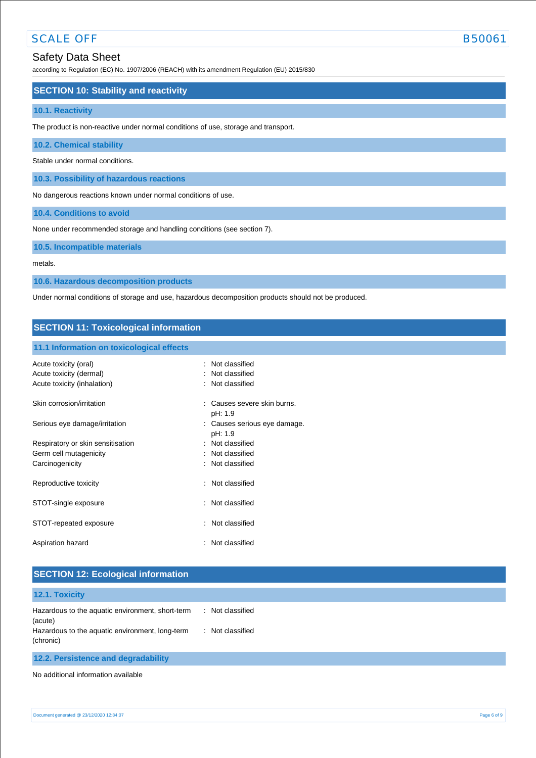## SECTION 10: Stability and reactivity

### 10.1. Reactivity

The product is non-reactive under normal conditions of use, storage and transport.

### 10.2. Chemical stability

Stable under normal conditions.

### 10.3. Possibility of hazardous reactions

No dangerous reactions known under normal conditions of use.

### 10.4. Conditions to avoid

None under recommended storage and handling conditions (see section 7).

### 10.5. Incompatible materials

metals.

### 10.6. Hazardous decomposition products

Under normal conditions of storage and use, hazardous decomposition products should not be produced.

## SECTION 11: Toxicological information

### 11.1 Information on toxicological effects

| | |
|---|---|
| Acute toxicity (oral) | : Not classified |
| Acute toxicity (dermal) | : Not classified |
| Acute toxicity (inhalation) | : Not classified |
| Skin corrosion/irritation | : Causes severe skin burns.<br>pH: 1.9 |
| Serious eye damage/irritation | : Causes serious eye damage.<br>pH: 1.9 |
| Respiratory or skin sensitisation | : Not classified |
| Germ cell mutagenicity | : Not classified |
| Carcinogenicity | : Not classified |
| Reproductive toxicity | : Not classified |
| STOT-single exposure | : Not classified |
| STOT-repeated exposure | : Not classified |
| Aspiration hazard | : Not classified |

## SECTION 12: Ecological information

### 12.1. Toxicity

| | |
|---|---|
| Hazardous to the aquatic environment, short-term (acute) | : Not classified |
| Hazardous to the aquatic environment, long-term (chronic) | : Not classified |

### 12.2. Persistence and degradability

No additional information available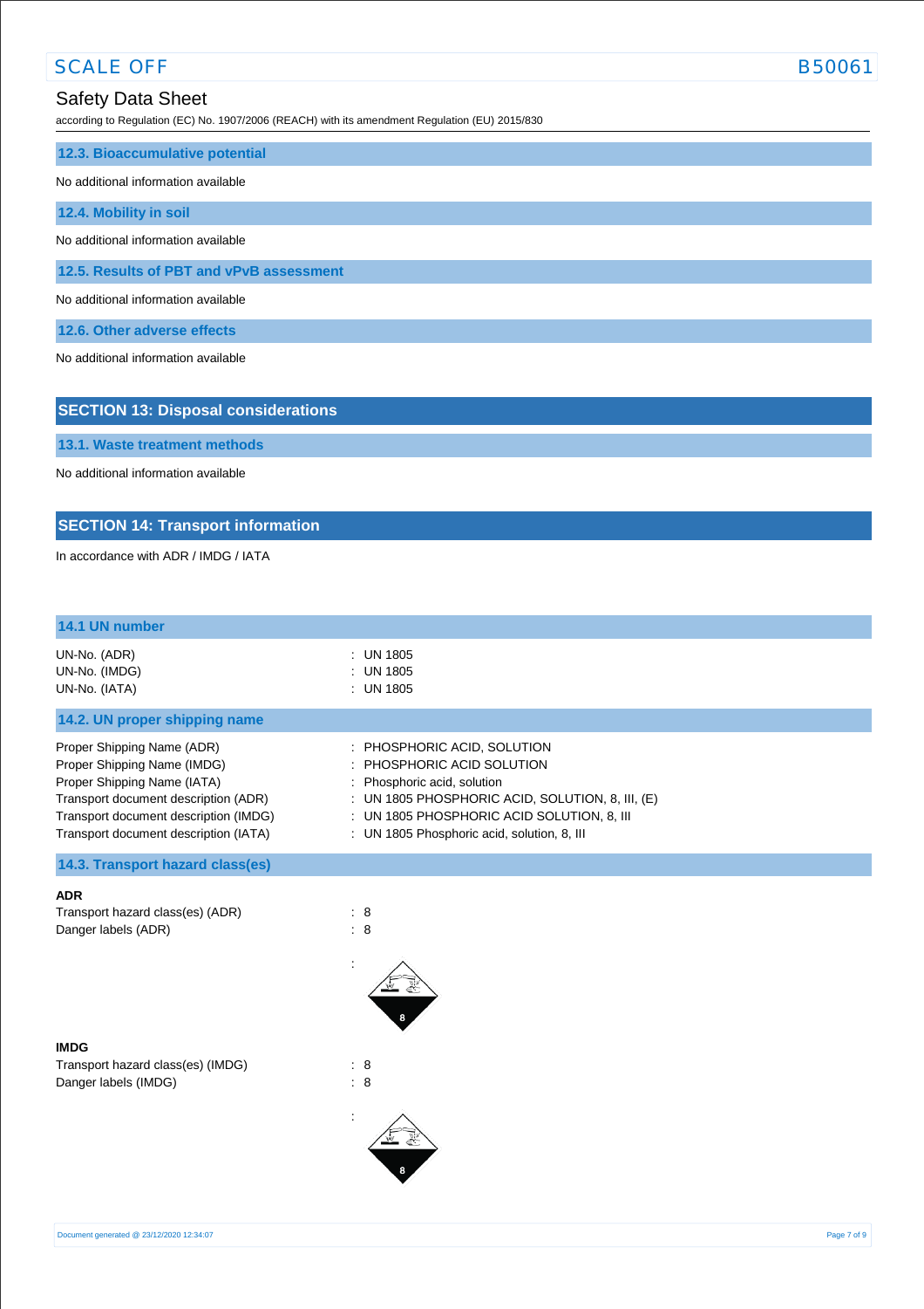### 12.3. Bioaccumulative potential

No additional information available

### 12.4. Mobility in soil

No additional information available

### 12.5. Results of PBT and vPvB assessment

No additional information available

### 12.6. Other adverse effects

No additional information available

## SECTION 13: Disposal considerations

### 13.1. Waste treatment methods

No additional information available

## SECTION 14: Transport information

In accordance with ADR / IMDG / IATA

### 14.1 UN number

| | |
|---|---|
| UN-No. (ADR) | : UN 1805 |
| UN-No. (IMDG) | : UN 1805 |
| UN-No. (IATA) | : UN 1805 |

### 14.2. UN proper shipping name

| | |
|---|---|
| Proper Shipping Name (ADR) | : PHOSPHORIC ACID, SOLUTION |
| Proper Shipping Name (IMDG) | : PHOSPHORIC ACID SOLUTION |
| Proper Shipping Name (IATA) | : Phosphoric acid, solution |
| Transport document description (ADR) | : UN 1805 PHOSPHORIC ACID, SOLUTION, 8, III, (E) |
| Transport document description (IMDG) | : UN 1805 PHOSPHORIC ACID SOLUTION, 8, III |
| Transport document description (IATA) | : UN 1805 Phosphoric acid, solution, 8, III |

### 14.3. Transport hazard class(es)

**ADR**

| | |
|---|---|
| Transport hazard class(es) (ADR) | : 8 |
| Danger labels (ADR) | : 8 |
| | : |

**IMDG**

| | |
|---|---|
| Transport hazard class(es) (IMDG) | : 8 |
| Danger labels (IMDG) | : 8 |
| | : |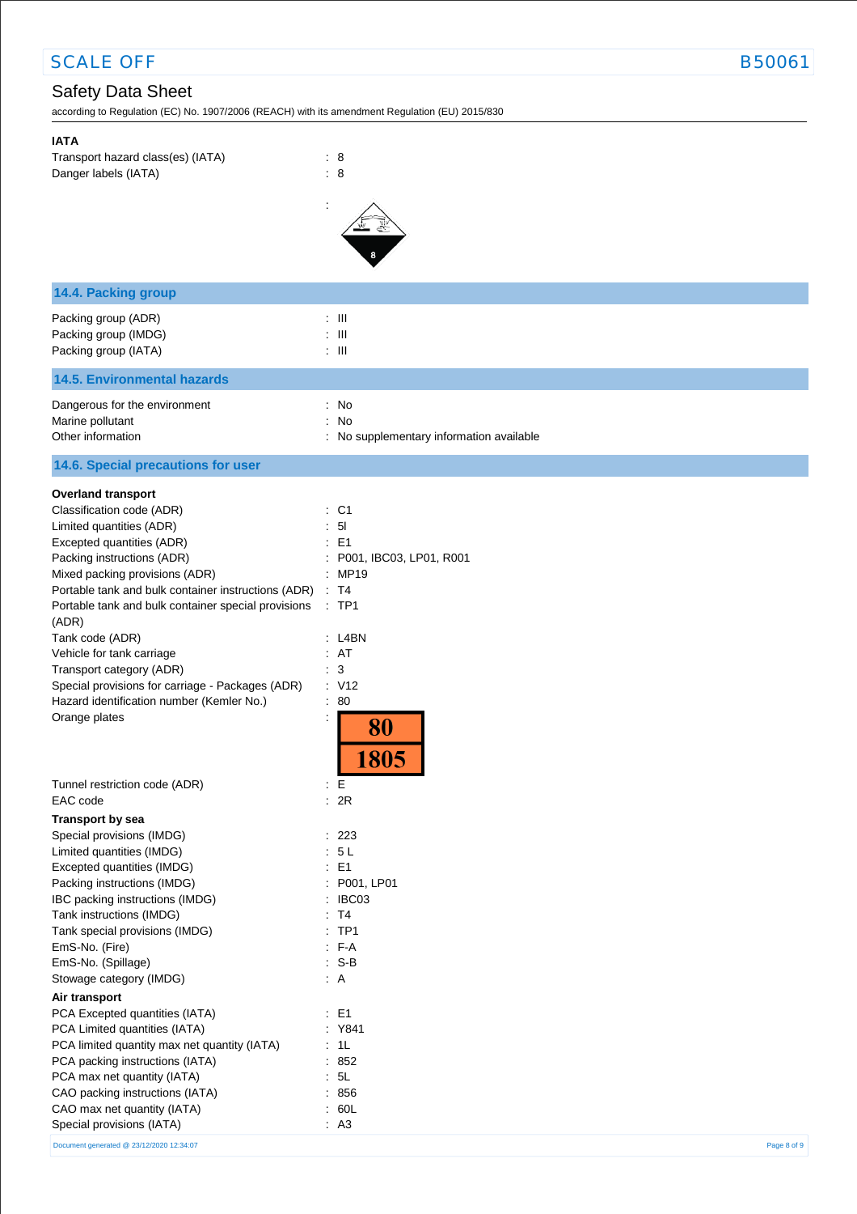**IATA**

Transport hazard class(es) (IATA) : 8
Danger labels (IATA) : 8

## 14.4. Packing group

Packing group (ADR) : III
Packing group (IMDG) : III
Packing group (IATA) : III

## 14.5. Environmental hazards

Dangerous for the environment : No
Marine pollutant : No
Other information : No supplementary information available

## 14.6. Special precautions for user

**Overland transport**

Classification code (ADR) : C1
Limited quantities (ADR) : 5l
Excepted quantities (ADR) : E1
Packing instructions (ADR) : P001, IBC03, LP01, R001
Mixed packing provisions (ADR) : MP19
Portable tank and bulk container instructions (ADR) : T4
Portable tank and bulk container special provisions (ADR) : TP1
Tank code (ADR) : L4BN
Vehicle for tank carriage : AT
Transport category (ADR) : 3
Special provisions for carriage - Packages (ADR) : V12
Hazard identification number (Kemler No.) : 80
Orange plates : 80 / 1805
Tunnel restriction code (ADR) : E
EAC code : 2R

**Transport by sea**

Special provisions (IMDG) : 223
Limited quantities (IMDG) : 5 L
Excepted quantities (IMDG) : E1
Packing instructions (IMDG) : P001, LP01
IBC packing instructions (IMDG) : IBC03
Tank instructions (IMDG) : T4
Tank special provisions (IMDG) : TP1
EmS-No. (Fire) : F-A
EmS-No. (Spillage) : S-B
Stowage category (IMDG) : A

**Air transport**

PCA Excepted quantities (IATA) : E1
PCA Limited quantities (IATA) : Y841
PCA limited quantity max net quantity (IATA) : 1L
PCA packing instructions (IATA) : 852
PCA max net quantity (IATA) : 5L
CAO packing instructions (IATA) : 856
CAO max net quantity (IATA) : 60L
Special provisions (IATA) : A3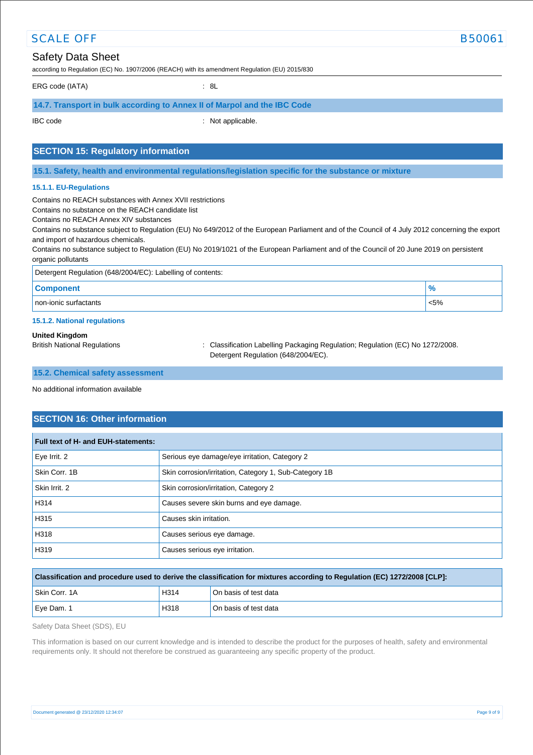ERG code (IATA) : 8L

### 14.7. Transport in bulk according to Annex II of Marpol and the IBC Code

IBC code : Not applicable.

## SECTION 15: Regulatory information

### 15.1. Safety, health and environmental regulations/legislation specific for the substance or mixture

#### 15.1.1. EU-Regulations

Contains no REACH substances with Annex XVII restrictions
Contains no substance on the REACH candidate list
Contains no REACH Annex XIV substances
Contains no substance subject to Regulation (EU) No 649/2012 of the European Parliament and of the Council of 4 July 2012 concerning the export and import of hazardous chemicals.
Contains no substance subject to Regulation (EU) No 2019/1021 of the European Parliament and of the Council of 20 June 2019 on persistent organic pollutants

| Detergent Regulation (648/2004/EC): Labelling of contents: | |
|---|---|
| **Component** | **%** |
| non-ionic surfactants | <5% |

#### 15.1.2. National regulations

**United Kingdom**

British National Regulations : Classification Labelling Packaging Regulation; Regulation (EC) No 1272/2008. Detergent Regulation (648/2004/EC).

### 15.2. Chemical safety assessment

No additional information available

## SECTION 16: Other information

| **Full text of H- and EUH-statements:** | |
|---|---|
| Eye Irrit. 2 | Serious eye damage/eye irritation, Category 2 |
| Skin Corr. 1B | Skin corrosion/irritation, Category 1, Sub-Category 1B |
| Skin Irrit. 2 | Skin corrosion/irritation, Category 2 |
| H314 | Causes severe skin burns and eye damage. |
| H315 | Causes skin irritation. |
| H318 | Causes serious eye damage. |
| H319 | Causes serious eye irritation. |

| **Classification and procedure used to derive the classification for mixtures according to Regulation (EC) 1272/2008 [CLP]:** | | |
|---|---|---|
| Skin Corr. 1A | H314 | On basis of test data |
| Eye Dam. 1 | H318 | On basis of test data |

Safety Data Sheet (SDS), EU

This information is based on our current knowledge and is intended to describe the product for the purposes of health, safety and environmental requirements only. It should not therefore be construed as guaranteeing any specific property of the product.